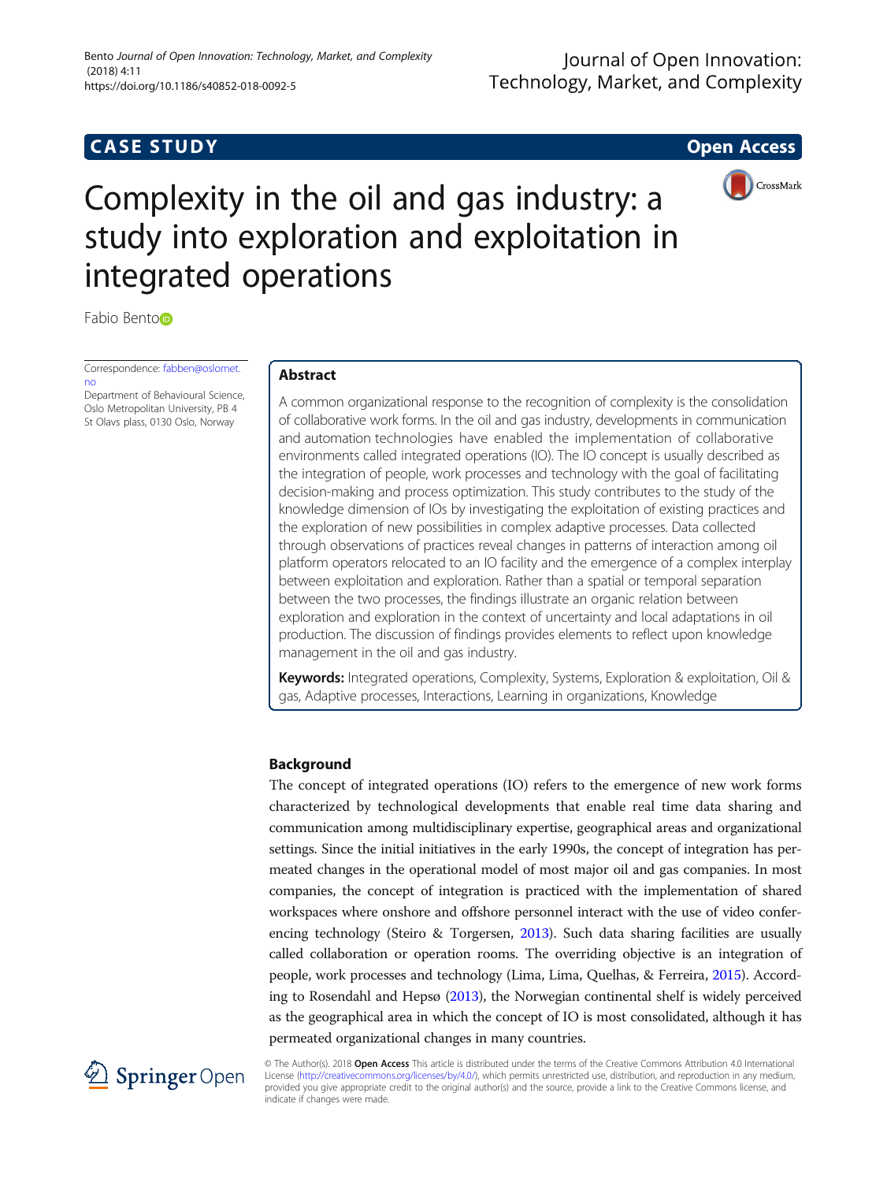CASE STUDY

Open Access

# Complexity in the oil and gas industry: a study into exploration and exploitation in integrated operations

Fabio Bento

Correspondence: fabben@oslomet.no
Department of Behavioural Science, Oslo Metropolitan University, PB 4 St Olavs plass, 0130 Oslo, Norway

## Abstract

A common organizational response to the recognition of complexity is the consolidation of collaborative work forms. In the oil and gas industry, developments in communication and automation technologies have enabled the implementation of collaborative environments called integrated operations (IO). The IO concept is usually described as the integration of people, work processes and technology with the goal of facilitating decision-making and process optimization. This study contributes to the study of the knowledge dimension of IOs by investigating the exploitation of existing practices and the exploration of new possibilities in complex adaptive processes. Data collected through observations of practices reveal changes in patterns of interaction among oil platform operators relocated to an IO facility and the emergence of a complex interplay between exploitation and exploration. Rather than a spatial or temporal separation between the two processes, the findings illustrate an organic relation between exploration and exploration in the context of uncertainty and local adaptations in oil production. The discussion of findings provides elements to reflect upon knowledge management in the oil and gas industry.

**Keywords:** Integrated operations, Complexity, Systems, Exploration & exploitation, Oil & gas, Adaptive processes, Interactions, Learning in organizations, Knowledge

## Background

The concept of integrated operations (IO) refers to the emergence of new work forms characterized by technological developments that enable real time data sharing and communication among multidisciplinary expertise, geographical areas and organizational settings. Since the initial initiatives in the early 1990s, the concept of integration has permeated changes in the operational model of most major oil and gas companies. In most companies, the concept of integration is practiced with the implementation of shared workspaces where onshore and offshore personnel interact with the use of video conferencing technology (Steiro & Torgersen, 2013). Such data sharing facilities are usually called collaboration or operation rooms. The overriding objective is an integration of people, work processes and technology (Lima, Lima, Quelhas, & Ferreira, 2015). According to Rosendahl and Hepsø (2013), the Norwegian continental shelf is widely perceived as the geographical area in which the concept of IO is most consolidated, although it has permeated organizational changes in many countries.

© The Author(s). 2018 **Open Access** This article is distributed under the terms of the Creative Commons Attribution 4.0 International License (http://creativecommons.org/licenses/by/4.0/), which permits unrestricted use, distribution, and reproduction in any medium, provided you give appropriate credit to the original author(s) and the source, provide a link to the Creative Commons license, and indicate if changes were made.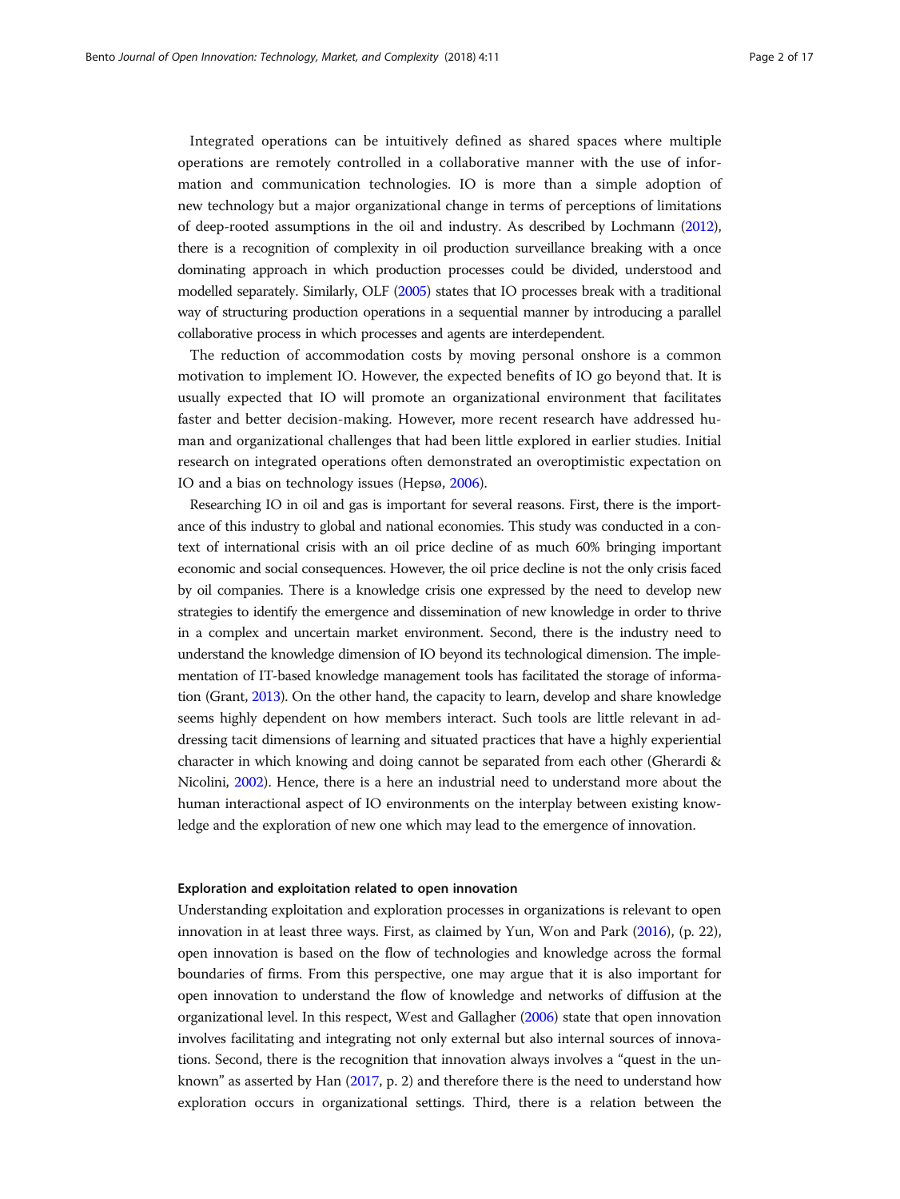Integrated operations can be intuitively defined as shared spaces where multiple operations are remotely controlled in a collaborative manner with the use of information and communication technologies. IO is more than a simple adoption of new technology but a major organizational change in terms of perceptions of limitations of deep-rooted assumptions in the oil and industry. As described by Lochmann (2012), there is a recognition of complexity in oil production surveillance breaking with a once dominating approach in which production processes could be divided, understood and modelled separately. Similarly, OLF (2005) states that IO processes break with a traditional way of structuring production operations in a sequential manner by introducing a parallel collaborative process in which processes and agents are interdependent.

The reduction of accommodation costs by moving personal onshore is a common motivation to implement IO. However, the expected benefits of IO go beyond that. It is usually expected that IO will promote an organizational environment that facilitates faster and better decision-making. However, more recent research have addressed human and organizational challenges that had been little explored in earlier studies. Initial research on integrated operations often demonstrated an overoptimistic expectation on IO and a bias on technology issues (Hepsø, 2006).

Researching IO in oil and gas is important for several reasons. First, there is the importance of this industry to global and national economies. This study was conducted in a context of international crisis with an oil price decline of as much 60% bringing important economic and social consequences. However, the oil price decline is not the only crisis faced by oil companies. There is a knowledge crisis one expressed by the need to develop new strategies to identify the emergence and dissemination of new knowledge in order to thrive in a complex and uncertain market environment. Second, there is the industry need to understand the knowledge dimension of IO beyond its technological dimension. The implementation of IT-based knowledge management tools has facilitated the storage of information (Grant, 2013). On the other hand, the capacity to learn, develop and share knowledge seems highly dependent on how members interact. Such tools are little relevant in addressing tacit dimensions of learning and situated practices that have a highly experiential character in which knowing and doing cannot be separated from each other (Gherardi & Nicolini, 2002). Hence, there is a here an industrial need to understand more about the human interactional aspect of IO environments on the interplay between existing knowledge and the exploration of new one which may lead to the emergence of innovation.

### Exploration and exploitation related to open innovation

Understanding exploitation and exploration processes in organizations is relevant to open innovation in at least three ways. First, as claimed by Yun, Won and Park (2016), (p. 22), open innovation is based on the flow of technologies and knowledge across the formal boundaries of firms. From this perspective, one may argue that it is also important for open innovation to understand the flow of knowledge and networks of diffusion at the organizational level. In this respect, West and Gallagher (2006) state that open innovation involves facilitating and integrating not only external but also internal sources of innovations. Second, there is the recognition that innovation always involves a "quest in the unknown" as asserted by Han (2017, p. 2) and therefore there is the need to understand how exploration occurs in organizational settings. Third, there is a relation between the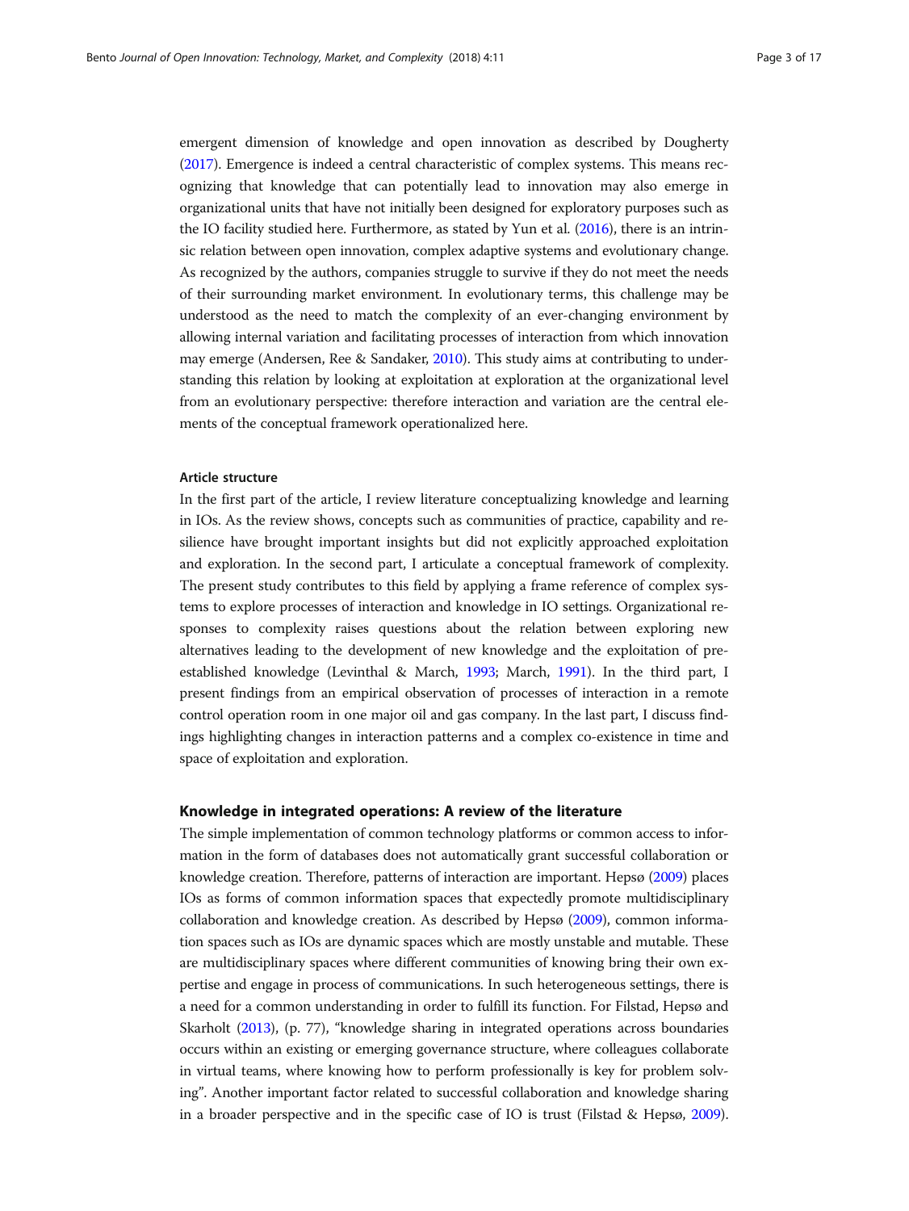emergent dimension of knowledge and open innovation as described by Dougherty (2017). Emergence is indeed a central characteristic of complex systems. This means recognizing that knowledge that can potentially lead to innovation may also emerge in organizational units that have not initially been designed for exploratory purposes such as the IO facility studied here. Furthermore, as stated by Yun et al. (2016), there is an intrinsic relation between open innovation, complex adaptive systems and evolutionary change. As recognized by the authors, companies struggle to survive if they do not meet the needs of their surrounding market environment. In evolutionary terms, this challenge may be understood as the need to match the complexity of an ever-changing environment by allowing internal variation and facilitating processes of interaction from which innovation may emerge (Andersen, Ree & Sandaker, 2010). This study aims at contributing to understanding this relation by looking at exploitation at exploration at the organizational level from an evolutionary perspective: therefore interaction and variation are the central elements of the conceptual framework operationalized here.

### Article structure

In the first part of the article, I review literature conceptualizing knowledge and learning in IOs. As the review shows, concepts such as communities of practice, capability and resilience have brought important insights but did not explicitly approached exploitation and exploration. In the second part, I articulate a conceptual framework of complexity. The present study contributes to this field by applying a frame reference of complex systems to explore processes of interaction and knowledge in IO settings. Organizational responses to complexity raises questions about the relation between exploring new alternatives leading to the development of new knowledge and the exploitation of pre-established knowledge (Levinthal & March, 1993; March, 1991). In the third part, I present findings from an empirical observation of processes of interaction in a remote control operation room in one major oil and gas company. In the last part, I discuss findings highlighting changes in interaction patterns and a complex co-existence in time and space of exploitation and exploration.

## Knowledge in integrated operations: A review of the literature

The simple implementation of common technology platforms or common access to information in the form of databases does not automatically grant successful collaboration or knowledge creation. Therefore, patterns of interaction are important. Hepsø (2009) places IOs as forms of common information spaces that expectedly promote multidisciplinary collaboration and knowledge creation. As described by Hepsø (2009), common information spaces such as IOs are dynamic spaces which are mostly unstable and mutable. These are multidisciplinary spaces where different communities of knowing bring their own expertise and engage in process of communications. In such heterogeneous settings, there is a need for a common understanding in order to fulfill its function. For Filstad, Hepsø and Skarholt (2013), (p. 77), "knowledge sharing in integrated operations across boundaries occurs within an existing or emerging governance structure, where colleagues collaborate in virtual teams, where knowing how to perform professionally is key for problem solving". Another important factor related to successful collaboration and knowledge sharing in a broader perspective and in the specific case of IO is trust (Filstad & Hepsø, 2009).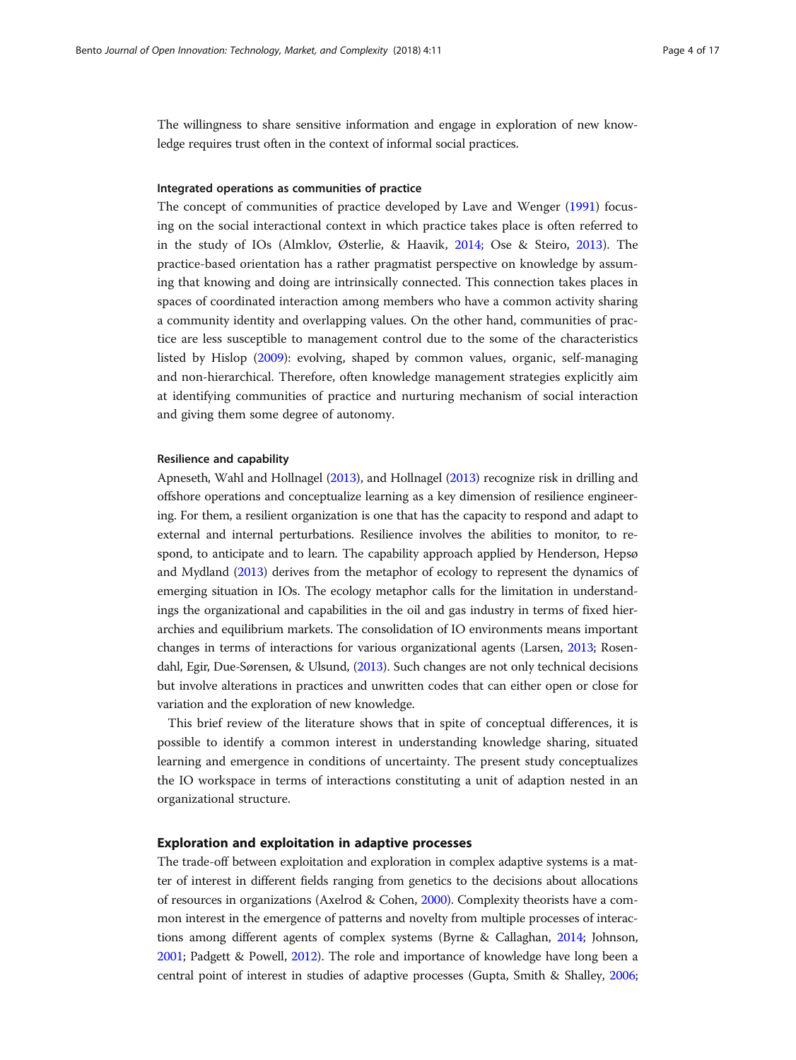The willingness to share sensitive information and engage in exploration of new knowledge requires trust often in the context of informal social practices.

#### Integrated operations as communities of practice

The concept of communities of practice developed by Lave and Wenger (1991) focusing on the social interactional context in which practice takes place is often referred to in the study of IOs (Almklov, Østerlie, & Haavik, 2014; Ose & Steiro, 2013). The practice-based orientation has a rather pragmatist perspective on knowledge by assuming that knowing and doing are intrinsically connected. This connection takes places in spaces of coordinated interaction among members who have a common activity sharing a community identity and overlapping values. On the other hand, communities of practice are less susceptible to management control due to the some of the characteristics listed by Hislop (2009): evolving, shaped by common values, organic, self-managing and non-hierarchical. Therefore, often knowledge management strategies explicitly aim at identifying communities of practice and nurturing mechanism of social interaction and giving them some degree of autonomy.

#### Resilience and capability

Apneseth, Wahl and Hollnagel (2013), and Hollnagel (2013) recognize risk in drilling and offshore operations and conceptualize learning as a key dimension of resilience engineering. For them, a resilient organization is one that has the capacity to respond and adapt to external and internal perturbations. Resilience involves the abilities to monitor, to respond, to anticipate and to learn. The capability approach applied by Henderson, Hepsø and Mydland (2013) derives from the metaphor of ecology to represent the dynamics of emerging situation in IOs. The ecology metaphor calls for the limitation in understandings the organizational and capabilities in the oil and gas industry in terms of fixed hierarchies and equilibrium markets. The consolidation of IO environments means important changes in terms of interactions for various organizational agents (Larsen, 2013; Rosendahl, Egir, Due-Sørensen, & Ulsund, (2013). Such changes are not only technical decisions but involve alterations in practices and unwritten codes that can either open or close for variation and the exploration of new knowledge.

This brief review of the literature shows that in spite of conceptual differences, it is possible to identify a common interest in understanding knowledge sharing, situated learning and emergence in conditions of uncertainty. The present study conceptualizes the IO workspace in terms of interactions constituting a unit of adaption nested in an organizational structure.

### Exploration and exploitation in adaptive processes

The trade-off between exploitation and exploration in complex adaptive systems is a matter of interest in different fields ranging from genetics to the decisions about allocations of resources in organizations (Axelrod & Cohen, 2000). Complexity theorists have a common interest in the emergence of patterns and novelty from multiple processes of interactions among different agents of complex systems (Byrne & Callaghan, 2014; Johnson, 2001; Padgett & Powell, 2012). The role and importance of knowledge have long been a central point of interest in studies of adaptive processes (Gupta, Smith & Shalley, 2006;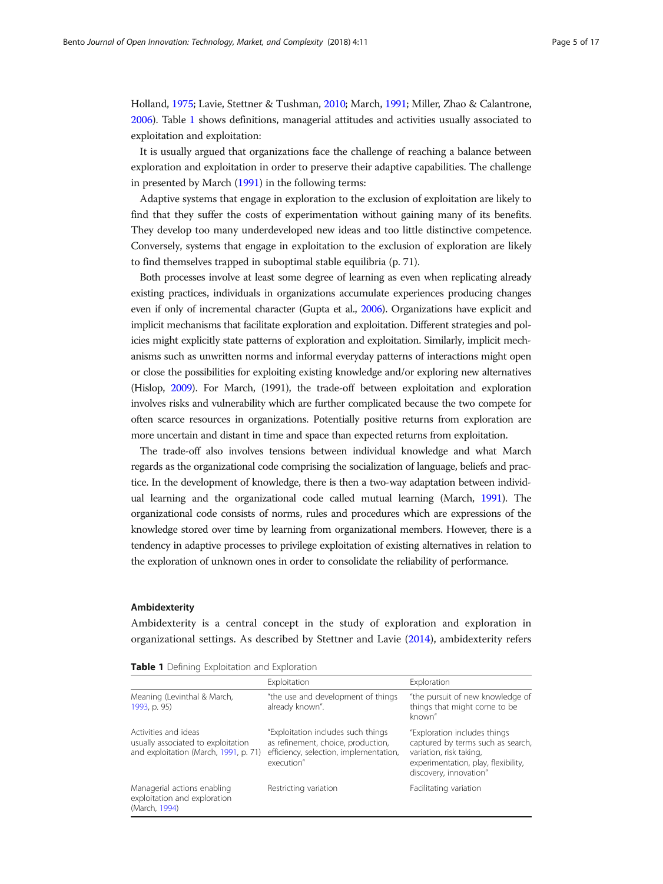Holland, 1975; Lavie, Stettner & Tushman, 2010; March, 1991; Miller, Zhao & Calantrone, 2006). Table 1 shows definitions, managerial attitudes and activities usually associated to exploitation and exploitation:

It is usually argued that organizations face the challenge of reaching a balance between exploration and exploitation in order to preserve their adaptive capabilities. The challenge in presented by March (1991) in the following terms:

Adaptive systems that engage in exploration to the exclusion of exploitation are likely to find that they suffer the costs of experimentation without gaining many of its benefits. They develop too many underdeveloped new ideas and too little distinctive competence. Conversely, systems that engage in exploitation to the exclusion of exploration are likely to find themselves trapped in suboptimal stable equilibria (p. 71).

Both processes involve at least some degree of learning as even when replicating already existing practices, individuals in organizations accumulate experiences producing changes even if only of incremental character (Gupta et al., 2006). Organizations have explicit and implicit mechanisms that facilitate exploration and exploitation. Different strategies and policies might explicitly state patterns of exploration and exploitation. Similarly, implicit mechanisms such as unwritten norms and informal everyday patterns of interactions might open or close the possibilities for exploiting existing knowledge and/or exploring new alternatives (Hislop, 2009). For March, (1991), the trade-off between exploitation and exploration involves risks and vulnerability which are further complicated because the two compete for often scarce resources in organizations. Potentially positive returns from exploration are more uncertain and distant in time and space than expected returns from exploitation.

The trade-off also involves tensions between individual knowledge and what March regards as the organizational code comprising the socialization of language, beliefs and practice. In the development of knowledge, there is then a two-way adaptation between individual learning and the organizational code called mutual learning (March, 1991). The organizational code consists of norms, rules and procedures which are expressions of the knowledge stored over time by learning from organizational members. However, there is a tendency in adaptive processes to privilege exploitation of existing alternatives in relation to the exploration of unknown ones in order to consolidate the reliability of performance.

### Ambidexterity

Ambidexterity is a central concept in the study of exploration and exploration in organizational settings. As described by Stettner and Lavie (2014), ambidexterity refers

**Table 1** Defining Exploitation and Exploration

| | Exploitation | Exploration |
|---|---|---|
| Meaning (Levinthal & March, 1993, p. 95) | "the use and development of things already known". | "the pursuit of new knowledge of things that might come to be known" |
| Activities and ideas usually associated to exploitation and exploitation (March, 1991, p. 71) | "Exploitation includes such things as refinement, choice, production, efficiency, selection, implementation, execution" | "Exploration includes things captured by terms such as search, variation, risk taking, experimentation, play, flexibility, discovery, innovation" |
| Managerial actions enabling exploitation and exploration (March, 1994) | Restricting variation | Facilitating variation |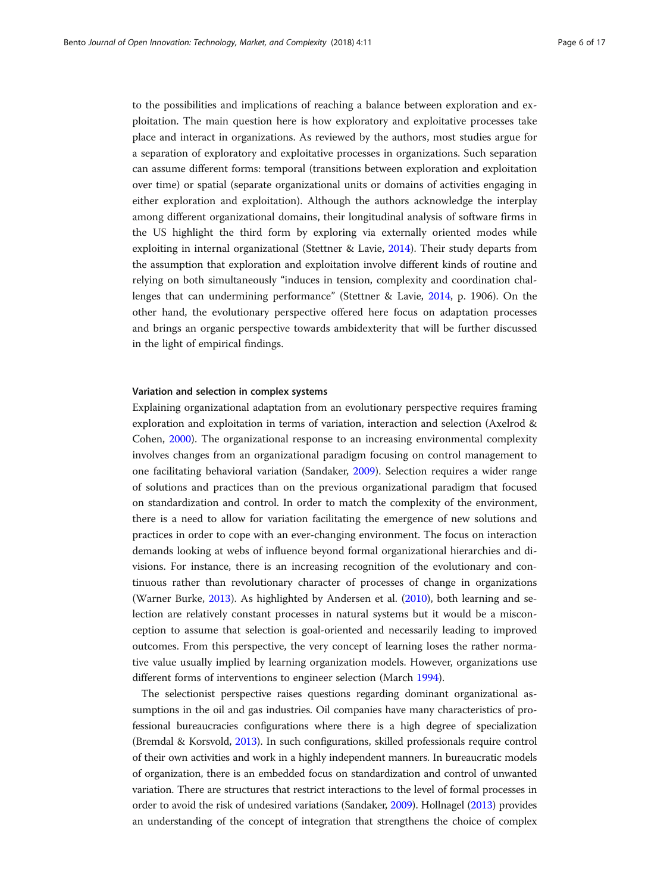to the possibilities and implications of reaching a balance between exploration and exploitation. The main question here is how exploratory and exploitative processes take place and interact in organizations. As reviewed by the authors, most studies argue for a separation of exploratory and exploitative processes in organizations. Such separation can assume different forms: temporal (transitions between exploration and exploitation over time) or spatial (separate organizational units or domains of activities engaging in either exploration and exploitation). Although the authors acknowledge the interplay among different organizational domains, their longitudinal analysis of software firms in the US highlight the third form by exploring via externally oriented modes while exploiting in internal organizational (Stettner & Lavie, 2014). Their study departs from the assumption that exploration and exploitation involve different kinds of routine and relying on both simultaneously "induces in tension, complexity and coordination challenges that can undermining performance" (Stettner & Lavie, 2014, p. 1906). On the other hand, the evolutionary perspective offered here focus on adaptation processes and brings an organic perspective towards ambidexterity that will be further discussed in the light of empirical findings.

### Variation and selection in complex systems

Explaining organizational adaptation from an evolutionary perspective requires framing exploration and exploitation in terms of variation, interaction and selection (Axelrod & Cohen, 2000). The organizational response to an increasing environmental complexity involves changes from an organizational paradigm focusing on control management to one facilitating behavioral variation (Sandaker, 2009). Selection requires a wider range of solutions and practices than on the previous organizational paradigm that focused on standardization and control. In order to match the complexity of the environment, there is a need to allow for variation facilitating the emergence of new solutions and practices in order to cope with an ever-changing environment. The focus on interaction demands looking at webs of influence beyond formal organizational hierarchies and divisions. For instance, there is an increasing recognition of the evolutionary and continuous rather than revolutionary character of processes of change in organizations (Warner Burke, 2013). As highlighted by Andersen et al. (2010), both learning and selection are relatively constant processes in natural systems but it would be a misconception to assume that selection is goal-oriented and necessarily leading to improved outcomes. From this perspective, the very concept of learning loses the rather normative value usually implied by learning organization models. However, organizations use different forms of interventions to engineer selection (March 1994).

The selectionist perspective raises questions regarding dominant organizational assumptions in the oil and gas industries. Oil companies have many characteristics of professional bureaucracies configurations where there is a high degree of specialization (Bremdal & Korsvold, 2013). In such configurations, skilled professionals require control of their own activities and work in a highly independent manners. In bureaucratic models of organization, there is an embedded focus on standardization and control of unwanted variation. There are structures that restrict interactions to the level of formal processes in order to avoid the risk of undesired variations (Sandaker, 2009). Hollnagel (2013) provides an understanding of the concept of integration that strengthens the choice of complex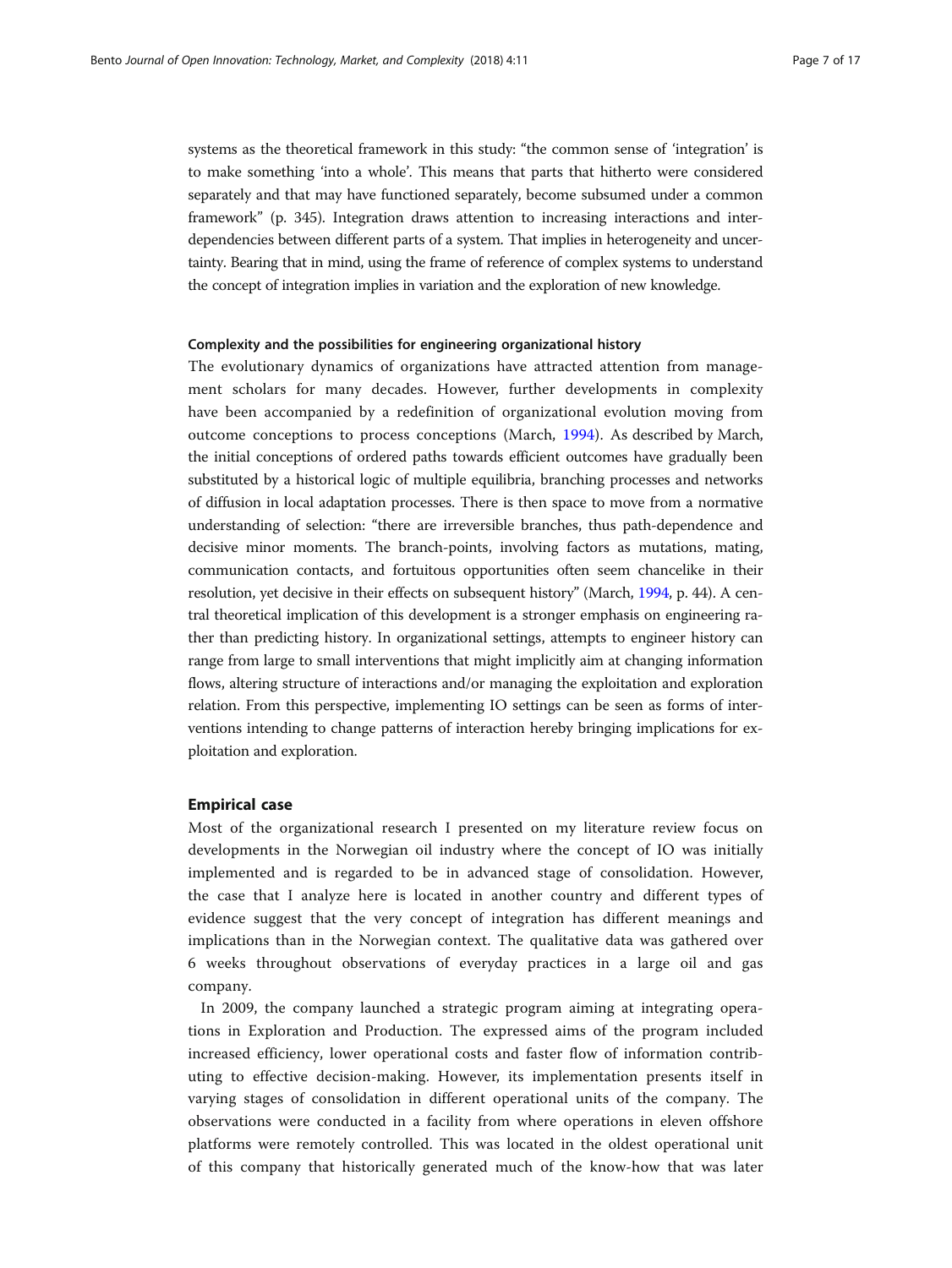systems as the theoretical framework in this study: "the common sense of 'integration' is to make something 'into a whole'. This means that parts that hitherto were considered separately and that may have functioned separately, become subsumed under a common framework" (p. 345). Integration draws attention to increasing interactions and interdependencies between different parts of a system. That implies in heterogeneity and uncertainty. Bearing that in mind, using the frame of reference of complex systems to understand the concept of integration implies in variation and the exploration of new knowledge.

#### Complexity and the possibilities for engineering organizational history

The evolutionary dynamics of organizations have attracted attention from management scholars for many decades. However, further developments in complexity have been accompanied by a redefinition of organizational evolution moving from outcome conceptions to process conceptions (March, 1994). As described by March, the initial conceptions of ordered paths towards efficient outcomes have gradually been substituted by a historical logic of multiple equilibria, branching processes and networks of diffusion in local adaptation processes. There is then space to move from a normative understanding of selection: "there are irreversible branches, thus path-dependence and decisive minor moments. The branch-points, involving factors as mutations, mating, communication contacts, and fortuitous opportunities often seem chancelike in their resolution, yet decisive in their effects on subsequent history" (March, 1994, p. 44). A central theoretical implication of this development is a stronger emphasis on engineering rather than predicting history. In organizational settings, attempts to engineer history can range from large to small interventions that might implicitly aim at changing information flows, altering structure of interactions and/or managing the exploitation and exploration relation. From this perspective, implementing IO settings can be seen as forms of interventions intending to change patterns of interaction hereby bringing implications for exploitation and exploration.

### Empirical case

Most of the organizational research I presented on my literature review focus on developments in the Norwegian oil industry where the concept of IO was initially implemented and is regarded to be in advanced stage of consolidation. However, the case that I analyze here is located in another country and different types of evidence suggest that the very concept of integration has different meanings and implications than in the Norwegian context. The qualitative data was gathered over 6 weeks throughout observations of everyday practices in a large oil and gas company.

In 2009, the company launched a strategic program aiming at integrating operations in Exploration and Production. The expressed aims of the program included increased efficiency, lower operational costs and faster flow of information contributing to effective decision-making. However, its implementation presents itself in varying stages of consolidation in different operational units of the company. The observations were conducted in a facility from where operations in eleven offshore platforms were remotely controlled. This was located in the oldest operational unit of this company that historically generated much of the know-how that was later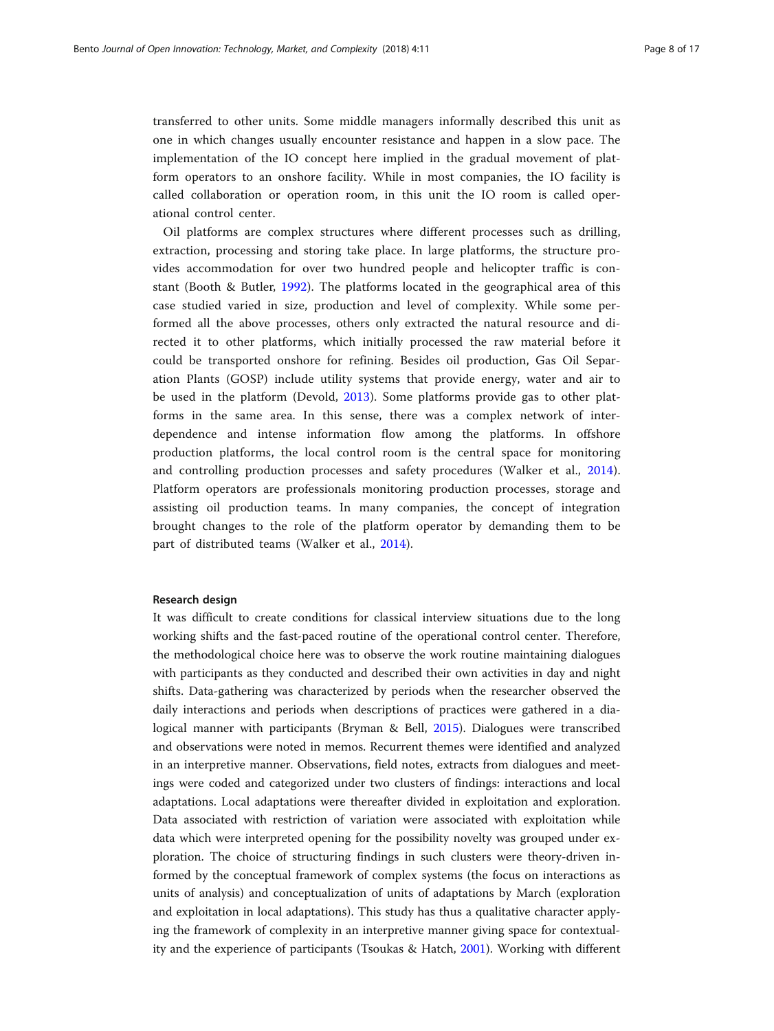transferred to other units. Some middle managers informally described this unit as one in which changes usually encounter resistance and happen in a slow pace. The implementation of the IO concept here implied in the gradual movement of platform operators to an onshore facility. While in most companies, the IO facility is called collaboration or operation room, in this unit the IO room is called operational control center.

Oil platforms are complex structures where different processes such as drilling, extraction, processing and storing take place. In large platforms, the structure provides accommodation for over two hundred people and helicopter traffic is constant (Booth & Butler, 1992). The platforms located in the geographical area of this case studied varied in size, production and level of complexity. While some performed all the above processes, others only extracted the natural resource and directed it to other platforms, which initially processed the raw material before it could be transported onshore for refining. Besides oil production, Gas Oil Separation Plants (GOSP) include utility systems that provide energy, water and air to be used in the platform (Devold, 2013). Some platforms provide gas to other platforms in the same area. In this sense, there was a complex network of interdependence and intense information flow among the platforms. In offshore production platforms, the local control room is the central space for monitoring and controlling production processes and safety procedures (Walker et al., 2014). Platform operators are professionals monitoring production processes, storage and assisting oil production teams. In many companies, the concept of integration brought changes to the role of the platform operator by demanding them to be part of distributed teams (Walker et al., 2014).

#### Research design

It was difficult to create conditions for classical interview situations due to the long working shifts and the fast-paced routine of the operational control center. Therefore, the methodological choice here was to observe the work routine maintaining dialogues with participants as they conducted and described their own activities in day and night shifts. Data-gathering was characterized by periods when the researcher observed the daily interactions and periods when descriptions of practices were gathered in a dialogical manner with participants (Bryman & Bell, 2015). Dialogues were transcribed and observations were noted in memos. Recurrent themes were identified and analyzed in an interpretive manner. Observations, field notes, extracts from dialogues and meetings were coded and categorized under two clusters of findings: interactions and local adaptations. Local adaptations were thereafter divided in exploitation and exploration. Data associated with restriction of variation were associated with exploitation while data which were interpreted opening for the possibility novelty was grouped under exploration. The choice of structuring findings in such clusters were theory-driven informed by the conceptual framework of complex systems (the focus on interactions as units of analysis) and conceptualization of units of adaptations by March (exploration and exploitation in local adaptations). This study has thus a qualitative character applying the framework of complexity in an interpretive manner giving space for contextuality and the experience of participants (Tsoukas & Hatch, 2001). Working with different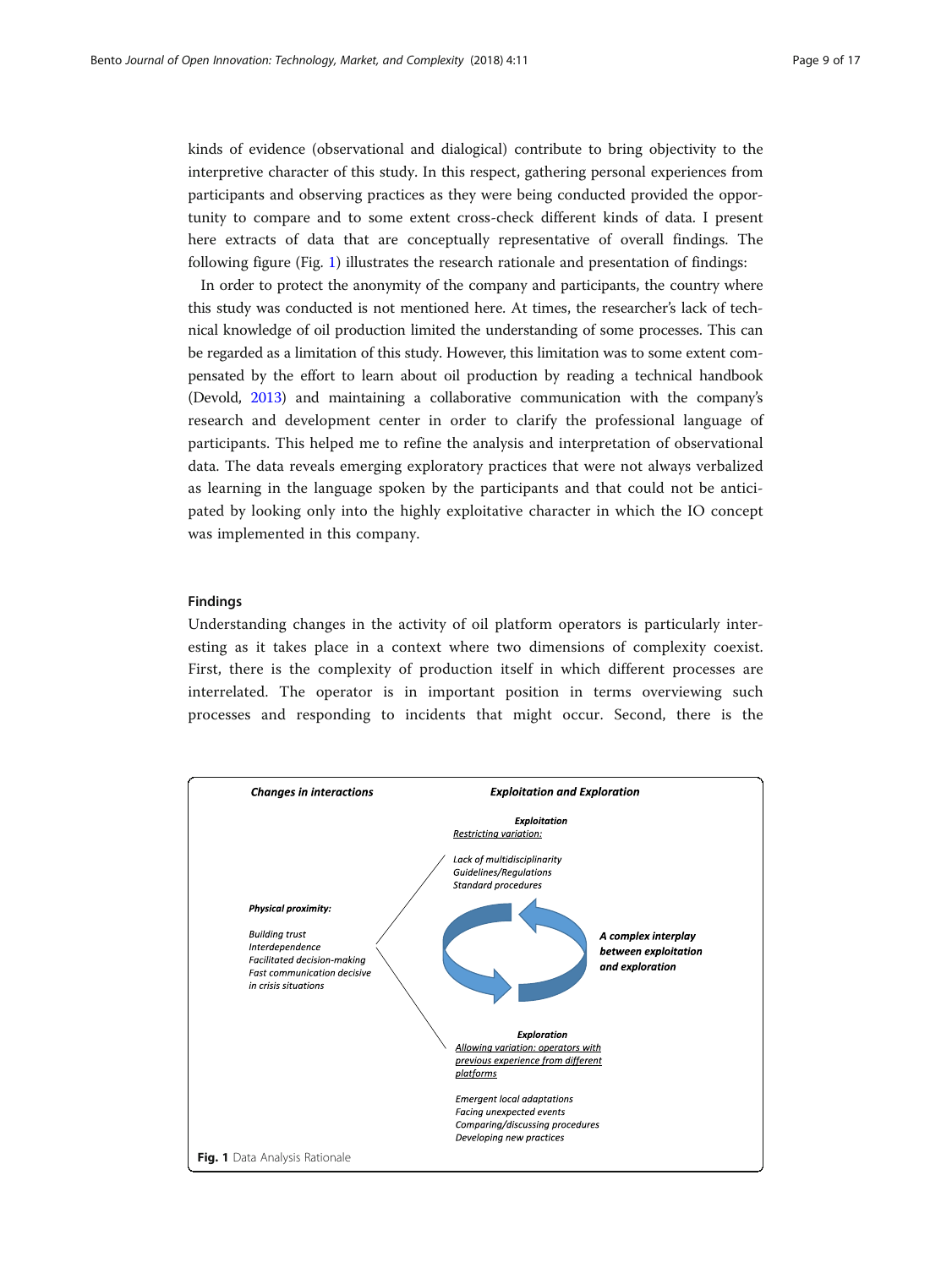kinds of evidence (observational and dialogical) contribute to bring objectivity to the interpretive character of this study. In this respect, gathering personal experiences from participants and observing practices as they were being conducted provided the opportunity to compare and to some extent cross-check different kinds of data. I present here extracts of data that are conceptually representative of overall findings. The following figure (Fig. 1) illustrates the research rationale and presentation of findings:

In order to protect the anonymity of the company and participants, the country where this study was conducted is not mentioned here. At times, the researcher's lack of technical knowledge of oil production limited the understanding of some processes. This can be regarded as a limitation of this study. However, this limitation was to some extent compensated by the effort to learn about oil production by reading a technical handbook (Devold, 2013) and maintaining a collaborative communication with the company's research and development center in order to clarify the professional language of participants. This helped me to refine the analysis and interpretation of observational data. The data reveals emerging exploratory practices that were not always verbalized as learning in the language spoken by the participants and that could not be anticipated by looking only into the highly exploitative character in which the IO concept was implemented in this company.

## Findings

Understanding changes in the activity of oil platform operators is particularly interesting as it takes place in a context where two dimensions of complexity coexist. First, there is the complexity of production itself in which different processes are interrelated. The operator is in important position in terms overviewing such processes and responding to incidents that might occur. Second, there is the

***Changes in interactions***

***Physical proximity:***

*Building trust*
*Interdependence*
*Facilitated decision-making*
*Fast communication decisive in crisis situations*

***Exploitation and Exploration***

***Exploitation***
*Restricting variation:*

*Lack of multidisciplinarity*
*Guidelines/Regulations*
*Standard procedures*

***A complex interplay between exploitation and exploration***

***Exploration***
*Allowing variation: operators with previous experience from different platforms*

*Emergent local adaptations*
*Facing unexpected events*
*Comparing/discussing procedures*
*Developing new practices*

**Fig. 1** Data Analysis Rationale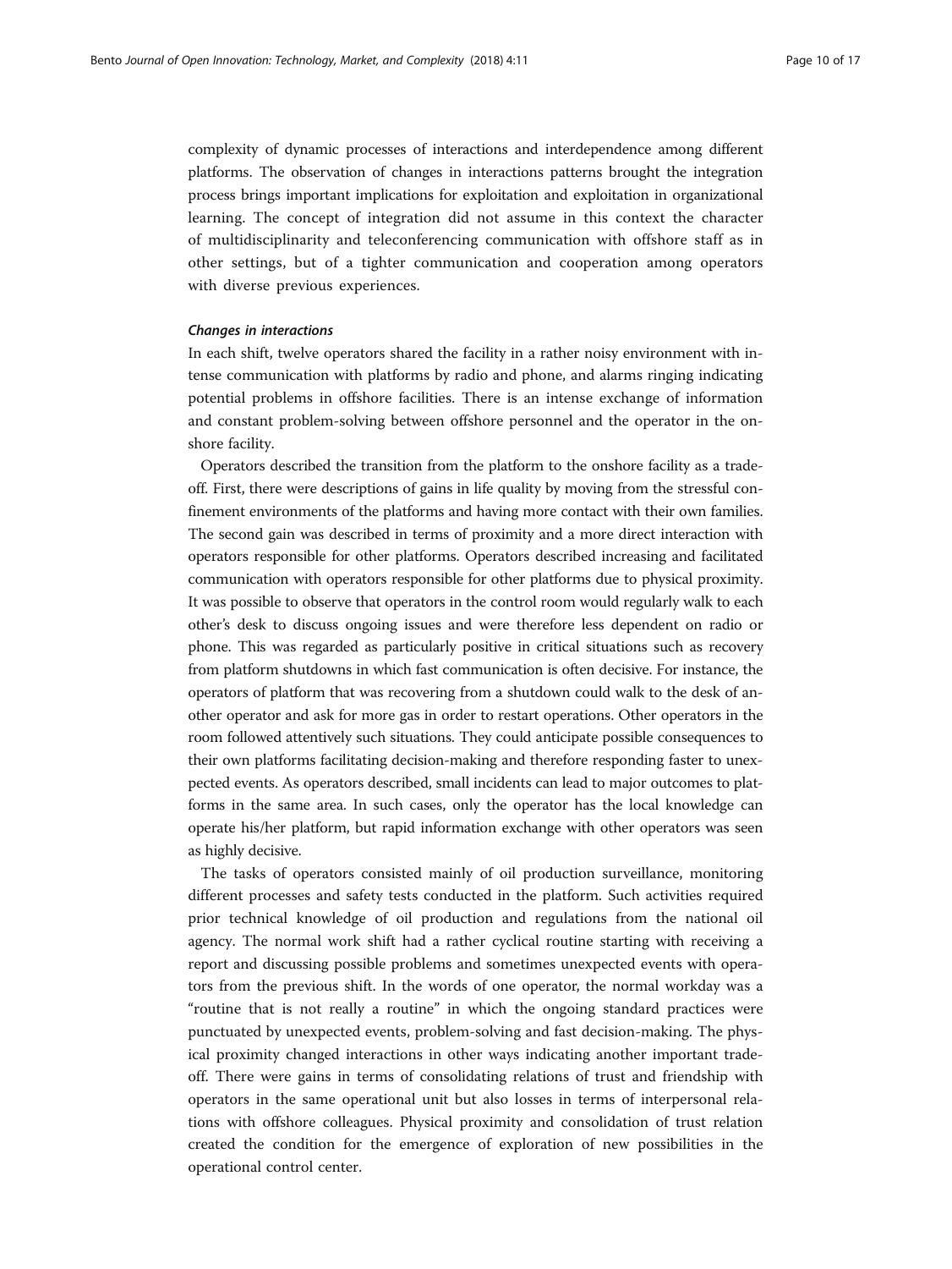complexity of dynamic processes of interactions and interdependence among different platforms. The observation of changes in interactions patterns brought the integration process brings important implications for exploitation and exploitation in organizational learning. The concept of integration did not assume in this context the character of multidisciplinarity and teleconferencing communication with offshore staff as in other settings, but of a tighter communication and cooperation among operators with diverse previous experiences.

#### *Changes in interactions*

In each shift, twelve operators shared the facility in a rather noisy environment with intense communication with platforms by radio and phone, and alarms ringing indicating potential problems in offshore facilities. There is an intense exchange of information and constant problem-solving between offshore personnel and the operator in the onshore facility.

Operators described the transition from the platform to the onshore facility as a trade-off. First, there were descriptions of gains in life quality by moving from the stressful confinement environments of the platforms and having more contact with their own families. The second gain was described in terms of proximity and a more direct interaction with operators responsible for other platforms. Operators described increasing and facilitated communication with operators responsible for other platforms due to physical proximity. It was possible to observe that operators in the control room would regularly walk to each other's desk to discuss ongoing issues and were therefore less dependent on radio or phone. This was regarded as particularly positive in critical situations such as recovery from platform shutdowns in which fast communication is often decisive. For instance, the operators of platform that was recovering from a shutdown could walk to the desk of another operator and ask for more gas in order to restart operations. Other operators in the room followed attentively such situations. They could anticipate possible consequences to their own platforms facilitating decision-making and therefore responding faster to unexpected events. As operators described, small incidents can lead to major outcomes to platforms in the same area. In such cases, only the operator has the local knowledge can operate his/her platform, but rapid information exchange with other operators was seen as highly decisive.

The tasks of operators consisted mainly of oil production surveillance, monitoring different processes and safety tests conducted in the platform. Such activities required prior technical knowledge of oil production and regulations from the national oil agency. The normal work shift had a rather cyclical routine starting with receiving a report and discussing possible problems and sometimes unexpected events with operators from the previous shift. In the words of one operator, the normal workday was a "routine that is not really a routine" in which the ongoing standard practices were punctuated by unexpected events, problem-solving and fast decision-making. The physical proximity changed interactions in other ways indicating another important trade-off. There were gains in terms of consolidating relations of trust and friendship with operators in the same operational unit but also losses in terms of interpersonal relations with offshore colleagues. Physical proximity and consolidation of trust relation created the condition for the emergence of exploration of new possibilities in the operational control center.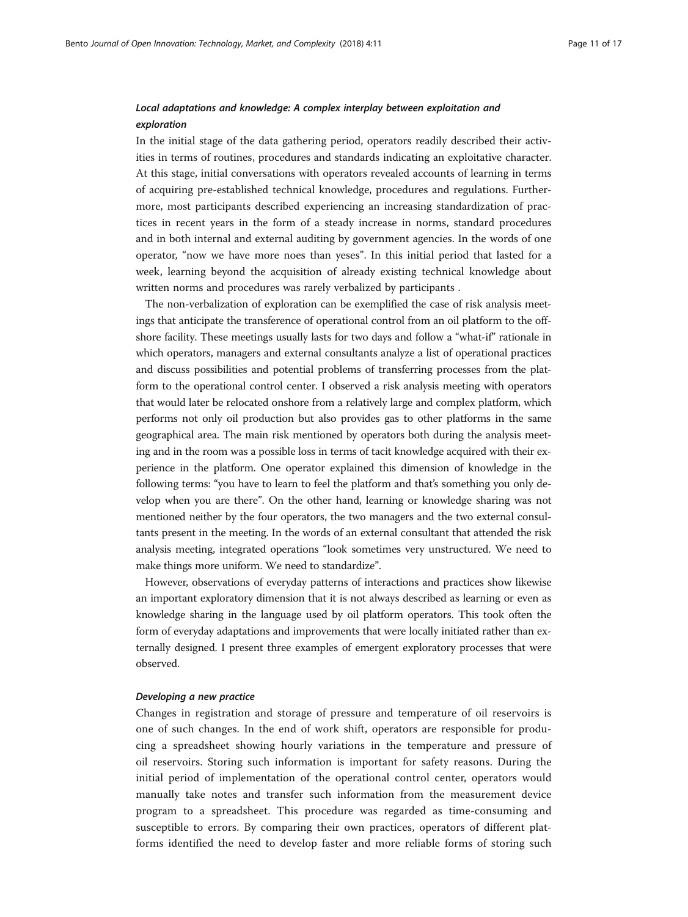### *Local adaptations and knowledge: A complex interplay between exploitation and exploration*

In the initial stage of the data gathering period, operators readily described their activities in terms of routines, procedures and standards indicating an exploitative character. At this stage, initial conversations with operators revealed accounts of learning in terms of acquiring pre-established technical knowledge, procedures and regulations. Furthermore, most participants described experiencing an increasing standardization of practices in recent years in the form of a steady increase in norms, standard procedures and in both internal and external auditing by government agencies. In the words of one operator, "now we have more noes than yeses". In this initial period that lasted for a week, learning beyond the acquisition of already existing technical knowledge about written norms and procedures was rarely verbalized by participants .

The non-verbalization of exploration can be exemplified the case of risk analysis meetings that anticipate the transference of operational control from an oil platform to the offshore facility. These meetings usually lasts for two days and follow a "what-if" rationale in which operators, managers and external consultants analyze a list of operational practices and discuss possibilities and potential problems of transferring processes from the platform to the operational control center. I observed a risk analysis meeting with operators that would later be relocated onshore from a relatively large and complex platform, which performs not only oil production but also provides gas to other platforms in the same geographical area. The main risk mentioned by operators both during the analysis meeting and in the room was a possible loss in terms of tacit knowledge acquired with their experience in the platform. One operator explained this dimension of knowledge in the following terms: "you have to learn to feel the platform and that's something you only develop when you are there". On the other hand, learning or knowledge sharing was not mentioned neither by the four operators, the two managers and the two external consultants present in the meeting. In the words of an external consultant that attended the risk analysis meeting, integrated operations "look sometimes very unstructured. We need to make things more uniform. We need to standardize".

However, observations of everyday patterns of interactions and practices show likewise an important exploratory dimension that it is not always described as learning or even as knowledge sharing in the language used by oil platform operators. This took often the form of everyday adaptations and improvements that were locally initiated rather than externally designed. I present three examples of emergent exploratory processes that were observed.

#### *Developing a new practice*

Changes in registration and storage of pressure and temperature of oil reservoirs is one of such changes. In the end of work shift, operators are responsible for producing a spreadsheet showing hourly variations in the temperature and pressure of oil reservoirs. Storing such information is important for safety reasons. During the initial period of implementation of the operational control center, operators would manually take notes and transfer such information from the measurement device program to a spreadsheet. This procedure was regarded as time-consuming and susceptible to errors. By comparing their own practices, operators of different platforms identified the need to develop faster and more reliable forms of storing such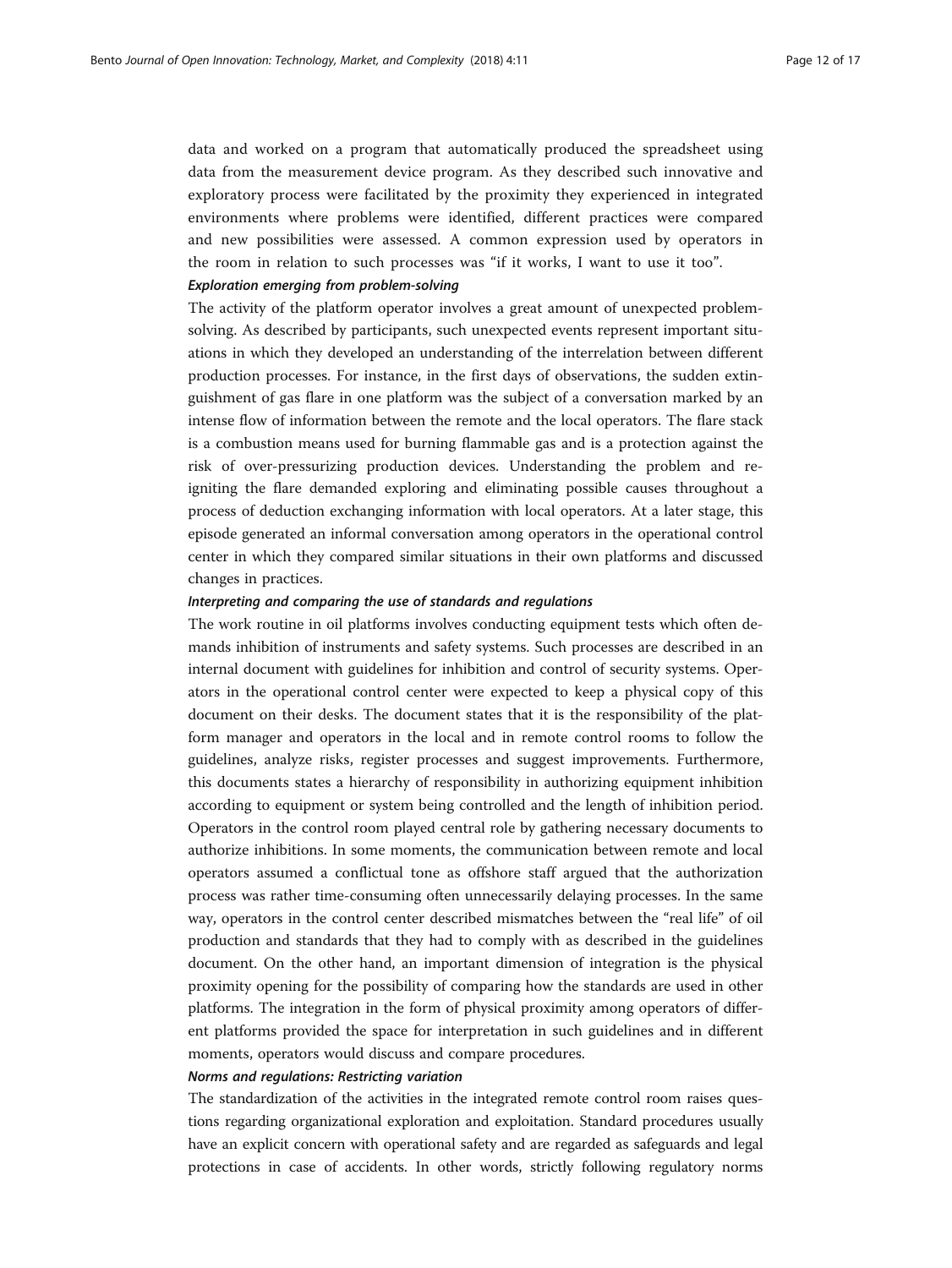data and worked on a program that automatically produced the spreadsheet using data from the measurement device program. As they described such innovative and exploratory process were facilitated by the proximity they experienced in integrated environments where problems were identified, different practices were compared and new possibilities were assessed. A common expression used by operators in the room in relation to such processes was "if it works, I want to use it too".

#### *Exploration emerging from problem-solving*

The activity of the platform operator involves a great amount of unexpected problem-solving. As described by participants, such unexpected events represent important situations in which they developed an understanding of the interrelation between different production processes. For instance, in the first days of observations, the sudden extinguishment of gas flare in one platform was the subject of a conversation marked by an intense flow of information between the remote and the local operators. The flare stack is a combustion means used for burning flammable gas and is a protection against the risk of over-pressurizing production devices. Understanding the problem and re-igniting the flare demanded exploring and eliminating possible causes throughout a process of deduction exchanging information with local operators. At a later stage, this episode generated an informal conversation among operators in the operational control center in which they compared similar situations in their own platforms and discussed changes in practices.

#### *Interpreting and comparing the use of standards and regulations*

The work routine in oil platforms involves conducting equipment tests which often demands inhibition of instruments and safety systems. Such processes are described in an internal document with guidelines for inhibition and control of security systems. Operators in the operational control center were expected to keep a physical copy of this document on their desks. The document states that it is the responsibility of the platform manager and operators in the local and in remote control rooms to follow the guidelines, analyze risks, register processes and suggest improvements. Furthermore, this documents states a hierarchy of responsibility in authorizing equipment inhibition according to equipment or system being controlled and the length of inhibition period. Operators in the control room played central role by gathering necessary documents to authorize inhibitions. In some moments, the communication between remote and local operators assumed a conflictual tone as offshore staff argued that the authorization process was rather time-consuming often unnecessarily delaying processes. In the same way, operators in the control center described mismatches between the "real life" of oil production and standards that they had to comply with as described in the guidelines document. On the other hand, an important dimension of integration is the physical proximity opening for the possibility of comparing how the standards are used in other platforms. The integration in the form of physical proximity among operators of different platforms provided the space for interpretation in such guidelines and in different moments, operators would discuss and compare procedures.

#### *Norms and regulations: Restricting variation*

The standardization of the activities in the integrated remote control room raises questions regarding organizational exploration and exploitation. Standard procedures usually have an explicit concern with operational safety and are regarded as safeguards and legal protections in case of accidents. In other words, strictly following regulatory norms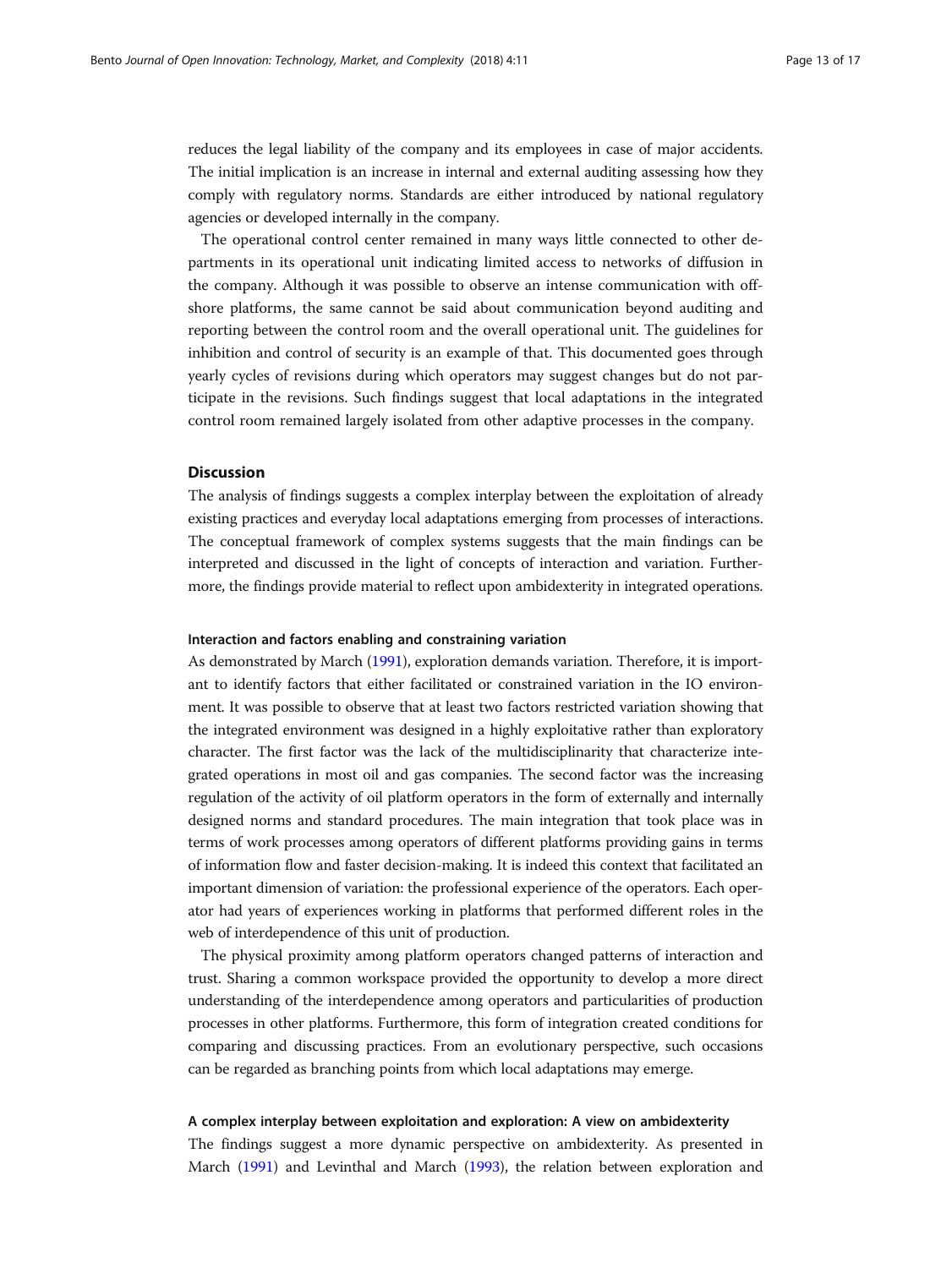reduces the legal liability of the company and its employees in case of major accidents. The initial implication is an increase in internal and external auditing assessing how they comply with regulatory norms. Standards are either introduced by national regulatory agencies or developed internally in the company.

The operational control center remained in many ways little connected to other departments in its operational unit indicating limited access to networks of diffusion in the company. Although it was possible to observe an intense communication with offshore platforms, the same cannot be said about communication beyond auditing and reporting between the control room and the overall operational unit. The guidelines for inhibition and control of security is an example of that. This documented goes through yearly cycles of revisions during which operators may suggest changes but do not participate in the revisions. Such findings suggest that local adaptations in the integrated control room remained largely isolated from other adaptive processes in the company.

## Discussion

The analysis of findings suggests a complex interplay between the exploitation of already existing practices and everyday local adaptations emerging from processes of interactions. The conceptual framework of complex systems suggests that the main findings can be interpreted and discussed in the light of concepts of interaction and variation. Furthermore, the findings provide material to reflect upon ambidexterity in integrated operations.

### Interaction and factors enabling and constraining variation

As demonstrated by March (1991), exploration demands variation. Therefore, it is important to identify factors that either facilitated or constrained variation in the IO environment. It was possible to observe that at least two factors restricted variation showing that the integrated environment was designed in a highly exploitative rather than exploratory character. The first factor was the lack of the multidisciplinarity that characterize integrated operations in most oil and gas companies. The second factor was the increasing regulation of the activity of oil platform operators in the form of externally and internally designed norms and standard procedures. The main integration that took place was in terms of work processes among operators of different platforms providing gains in terms of information flow and faster decision-making. It is indeed this context that facilitated an important dimension of variation: the professional experience of the operators. Each operator had years of experiences working in platforms that performed different roles in the web of interdependence of this unit of production.

The physical proximity among platform operators changed patterns of interaction and trust. Sharing a common workspace provided the opportunity to develop a more direct understanding of the interdependence among operators and particularities of production processes in other platforms. Furthermore, this form of integration created conditions for comparing and discussing practices. From an evolutionary perspective, such occasions can be regarded as branching points from which local adaptations may emerge.

### A complex interplay between exploitation and exploration: A view on ambidexterity

The findings suggest a more dynamic perspective on ambidexterity. As presented in March (1991) and Levinthal and March (1993), the relation between exploration and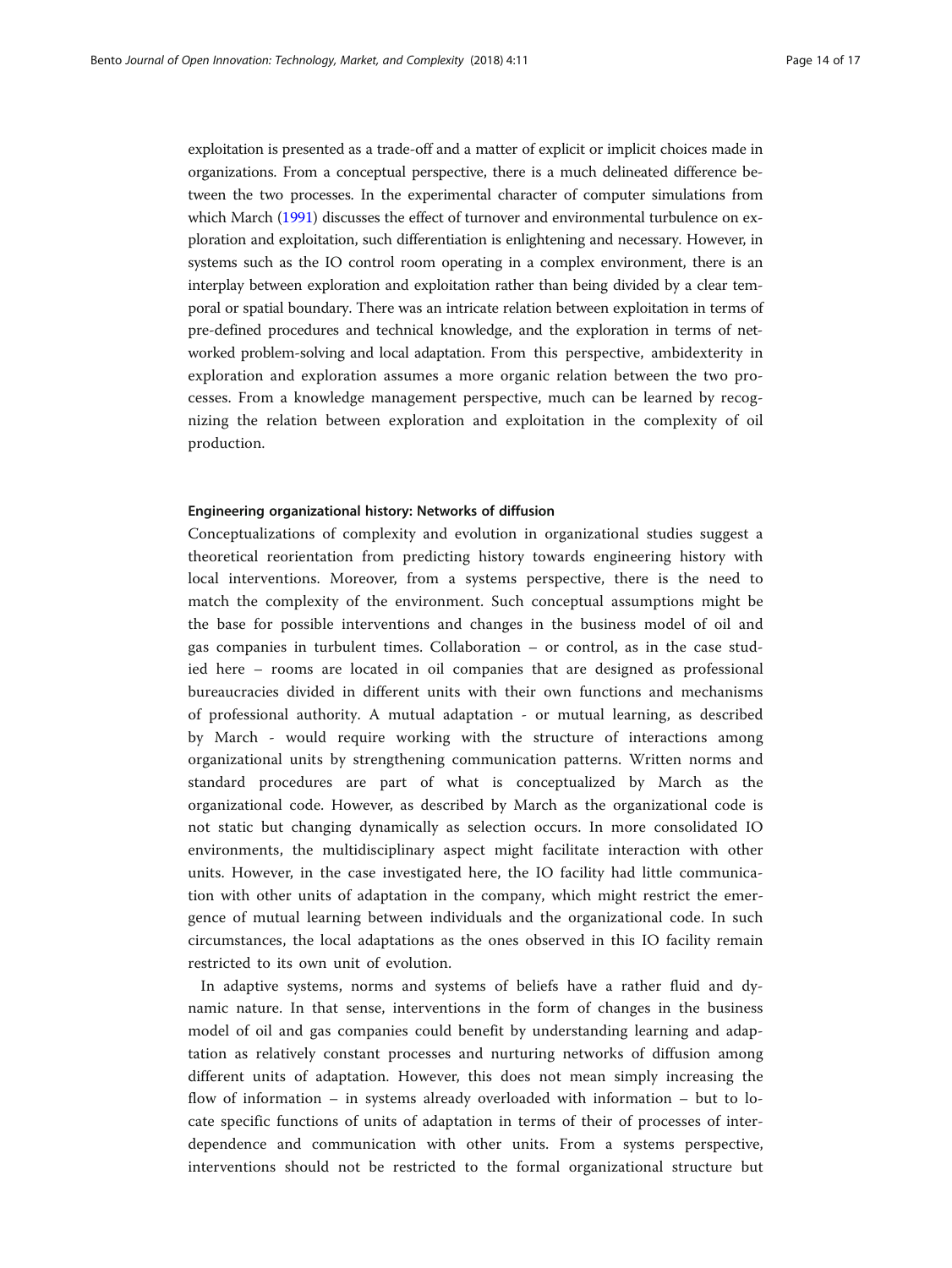exploitation is presented as a trade-off and a matter of explicit or implicit choices made in organizations. From a conceptual perspective, there is a much delineated difference between the two processes. In the experimental character of computer simulations from which March (1991) discusses the effect of turnover and environmental turbulence on exploration and exploitation, such differentiation is enlightening and necessary. However, in systems such as the IO control room operating in a complex environment, there is an interplay between exploration and exploitation rather than being divided by a clear temporal or spatial boundary. There was an intricate relation between exploitation in terms of pre-defined procedures and technical knowledge, and the exploration in terms of networked problem-solving and local adaptation. From this perspective, ambidexterity in exploration and exploration assumes a more organic relation between the two processes. From a knowledge management perspective, much can be learned by recognizing the relation between exploration and exploitation in the complexity of oil production.

#### Engineering organizational history: Networks of diffusion

Conceptualizations of complexity and evolution in organizational studies suggest a theoretical reorientation from predicting history towards engineering history with local interventions. Moreover, from a systems perspective, there is the need to match the complexity of the environment. Such conceptual assumptions might be the base for possible interventions and changes in the business model of oil and gas companies in turbulent times. Collaboration – or control, as in the case studied here – rooms are located in oil companies that are designed as professional bureaucracies divided in different units with their own functions and mechanisms of professional authority. A mutual adaptation - or mutual learning, as described by March - would require working with the structure of interactions among organizational units by strengthening communication patterns. Written norms and standard procedures are part of what is conceptualized by March as the organizational code. However, as described by March as the organizational code is not static but changing dynamically as selection occurs. In more consolidated IO environments, the multidisciplinary aspect might facilitate interaction with other units. However, in the case investigated here, the IO facility had little communication with other units of adaptation in the company, which might restrict the emergence of mutual learning between individuals and the organizational code. In such circumstances, the local adaptations as the ones observed in this IO facility remain restricted to its own unit of evolution.

In adaptive systems, norms and systems of beliefs have a rather fluid and dynamic nature. In that sense, interventions in the form of changes in the business model of oil and gas companies could benefit by understanding learning and adaptation as relatively constant processes and nurturing networks of diffusion among different units of adaptation. However, this does not mean simply increasing the flow of information – in systems already overloaded with information – but to locate specific functions of units of adaptation in terms of their of processes of interdependence and communication with other units. From a systems perspective, interventions should not be restricted to the formal organizational structure but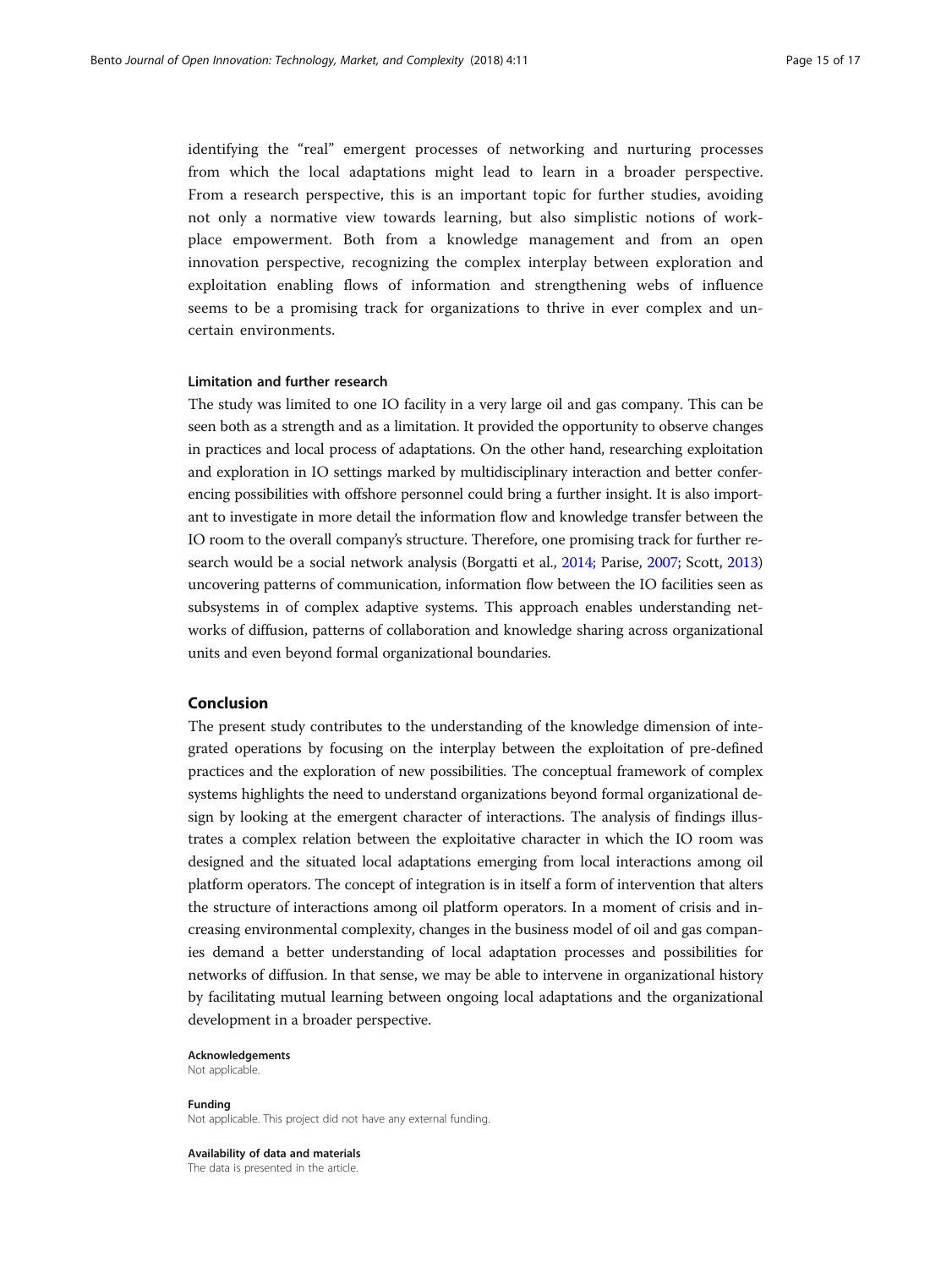identifying the "real" emergent processes of networking and nurturing processes from which the local adaptations might lead to learn in a broader perspective. From a research perspective, this is an important topic for further studies, avoiding not only a normative view towards learning, but also simplistic notions of workplace empowerment. Both from a knowledge management and from an open innovation perspective, recognizing the complex interplay between exploration and exploitation enabling flows of information and strengthening webs of influence seems to be a promising track for organizations to thrive in ever complex and uncertain environments.

### Limitation and further research

The study was limited to one IO facility in a very large oil and gas company. This can be seen both as a strength and as a limitation. It provided the opportunity to observe changes in practices and local process of adaptations. On the other hand, researching exploitation and exploration in IO settings marked by multidisciplinary interaction and better conferencing possibilities with offshore personnel could bring a further insight. It is also important to investigate in more detail the information flow and knowledge transfer between the IO room to the overall company's structure. Therefore, one promising track for further research would be a social network analysis (Borgatti et al., 2014; Parise, 2007; Scott, 2013) uncovering patterns of communication, information flow between the IO facilities seen as subsystems in of complex adaptive systems. This approach enables understanding networks of diffusion, patterns of collaboration and knowledge sharing across organizational units and even beyond formal organizational boundaries.

## Conclusion

The present study contributes to the understanding of the knowledge dimension of integrated operations by focusing on the interplay between the exploitation of pre-defined practices and the exploration of new possibilities. The conceptual framework of complex systems highlights the need to understand organizations beyond formal organizational design by looking at the emergent character of interactions. The analysis of findings illustrates a complex relation between the exploitative character in which the IO room was designed and the situated local adaptations emerging from local interactions among oil platform operators. The concept of integration is in itself a form of intervention that alters the structure of interactions among oil platform operators. In a moment of crisis and increasing environmental complexity, changes in the business model of oil and gas companies demand a better understanding of local adaptation processes and possibilities for networks of diffusion. In that sense, we may be able to intervene in organizational history by facilitating mutual learning between ongoing local adaptations and the organizational development in a broader perspective.

#### Acknowledgements

Not applicable.

#### Funding

Not applicable. This project did not have any external funding.

#### Availability of data and materials

The data is presented in the article.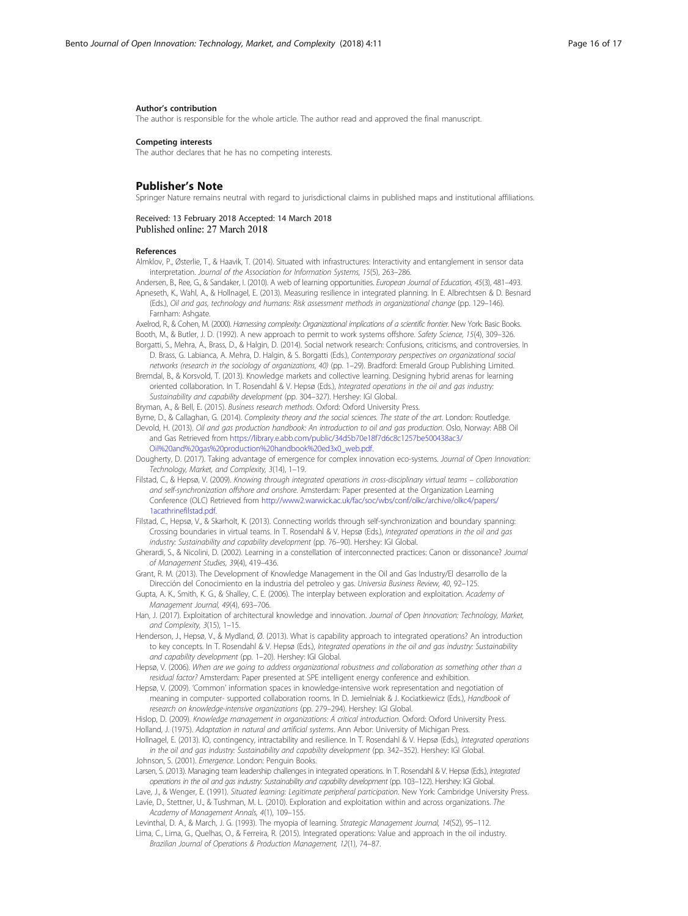#### Author's contribution

The author is responsible for the whole article. The author read and approved the final manuscript.

#### Competing interests

The author declares that he has no competing interests.

## Publisher's Note

Springer Nature remains neutral with regard to jurisdictional claims in published maps and institutional affiliations.

Received: 13 February 2018 Accepted: 14 March 2018
Published online: 27 March 2018

#### References

Almklov, P., Østerlie, T., & Haavik, T. (2014). Situated with infrastructures: Interactivity and entanglement in sensor data interpretation. *Journal of the Association for Information Systems, 15*(5), 263–286.

Andersen, B., Ree, G., & Sandaker, I. (2010). A web of learning opportunities. *European Journal of Education, 45*(3), 481–493.

Apneseth, K., Wahl, A., & Hollnagel, E. (2013). Measuring resilience in integrated planning. In E. Albrechtsen & D. Besnard (Eds.), *Oil and gas, technology and humans: Risk assessment methods in organizational change* (pp. 129–146). Farnham: Ashgate.

Axelrod, R., & Cohen, M. (2000). *Harnessing complexity: Organizational implications of a scientific frontier*. New York: Basic Books.

Booth, M., & Butler, J. D. (1992). A new approach to permit to work systems offshore. *Safety Science, 15*(4), 309–326.

Borgatti, S., Mehra, A., Brass, D., & Halgin, D. (2014). Social network research: Confusions, criticisms, and controversies. In D. Brass, G. Labianca, A. Mehra, D. Halgin, & S. Borgatti (Eds.), *Contemporary perspectives on organizational social networks (research in the sociology of organizations, 40)* (pp. 1–29). Bradford: Emerald Group Publishing Limited.

Bremdal, B., & Korsvold, T. (2013). Knowledge markets and collective learning. Designing hybrid arenas for learning oriented collaboration. In T. Rosendahl & V. Hepsø (Eds.), *Integrated operations in the oil and gas industry: Sustainability and capability development* (pp. 304–327). Hershey: IGI Global.

Bryman, A., & Bell, E. (2015). *Business research methods*. Oxford: Oxford University Press.

Byrne, D., & Callaghan, G. (2014). *Complexity theory and the social sciences. The state of the art*. London: Routledge.

Devold, H. (2013). *Oil and gas production handbook: An introduction to oil and gas production*. Oslo, Norway: ABB Oil and Gas Retrieved from https://library.e.abb.com/public/34d5b70e18f7d6c8c1257be500438ac3/Oil%20and%20gas%20production%20handbook%20ed3x0_web.pdf.

Dougherty, D. (2017). Taking advantage of emergence for complex innovation eco-systems. *Journal of Open Innovation: Technology, Market, and Complexity, 3*(14), 1–19.

Filstad, C., & Hepsø, V. (2009). *Knowing through integrated operations in cross-disciplinary virtual teams – collaboration and self-synchronization offshore and onshore*. Amsterdam: Paper presented at the Organization Learning Conference (OLC) Retrieved from http://www2.warwick.ac.uk/fac/soc/wbs/conf/olkc/archive/olkc4/papers/1acathrinefilstad.pdf.

Filstad, C., Hepsø, V., & Skarholt, K. (2013). Connecting worlds through self-synchronization and boundary spanning: Crossing boundaries in virtual teams. In T. Rosendahl & V. Hepsø (Eds.), *Integrated operations in the oil and gas industry: Sustainability and capability development* (pp. 76–90). Hershey: IGI Global.

Gherardi, S., & Nicolini, D. (2002). Learning in a constellation of interconnected practices: Canon or dissonance? *Journal of Management Studies, 39*(4), 419–436.

Grant, R. M. (2013). The Development of Knowledge Management in the Oil and Gas Industry/El desarrollo de la Dirección del Conocimiento en la industria del petroleo y gas. *Universia Business Review, 40*, 92–125.

Gupta, A. K., Smith, K. G., & Shalley, C. E. (2006). The interplay between exploration and exploitation. *Academy of Management Journal, 49*(4), 693–706.

Han, J. (2017). Exploitation of architectural knowledge and innovation. *Journal of Open Innovation: Technology, Market, and Complexity, 3*(15), 1–15.

Henderson, J., Hepsø, V., & Mydland, Ø. (2013). What is capability approach to integrated operations? An introduction to key concepts. In T. Rosendahl & V. Hepsø (Eds.), *Integrated operations in the oil and gas industry: Sustainability and capability development* (pp. 1–20). Hershey: IGI Global.

Hepsø, V. (2006). *When are we going to address organizational robustness and collaboration as something other than a residual factor?* Amsterdam: Paper presented at SPE intelligent energy conference and exhibition.

Hepsø, V. (2009). 'Common' information spaces in knowledge-intensive work representation and negotiation of meaning in computer- supported collaboration rooms. In D. Jemielniak & J. Kociatkiewicz (Eds.), *Handbook of research on knowledge-intensive organizations* (pp. 279–294). Hershey: IGI Global.

Hislop, D. (2009). *Knowledge management in organizations: A critical introduction*. Oxford: Oxford University Press.

Holland, J. (1975). *Adaptation in natural and artificial systems*. Ann Arbor: University of Michigan Press.

Hollnagel, E. (2013). IO, contingency, intractability and resilience. In T. Rosendahl & V. Hepsø (Eds.), *Integrated operations in the oil and gas industry: Sustainability and capability development* (pp. 342–352). Hershey: IGI Global.

Johnson, S. (2001). *Emergence*. London: Penguin Books.

Larsen, S. (2013). Managing team leadership challenges in integrated operations. In T. Rosendahl & V. Hepsø (Eds.), *Integrated operations in the oil and gas industry: Sustainability and capability development* (pp. 103–122). Hershey: IGI Global.

Lave, J., & Wenger, E. (1991). *Situated learning: Legitimate peripheral participation*. New York: Cambridge University Press.

Lavie, D., Stettner, U., & Tushman, M. L. (2010). Exploration and exploitation within and across organizations. *The Academy of Management Annals, 4*(1), 109–155.

Levinthal, D. A., & March, J. G. (1993). The myopia of learning. *Strategic Management Journal, 14*(S2), 95–112.

Lima, C., Lima, G., Quelhas, O., & Ferreira, R. (2015). Integrated operations: Value and approach in the oil industry. *Brazilian Journal of Operations & Production Management, 12*(1), 74–87.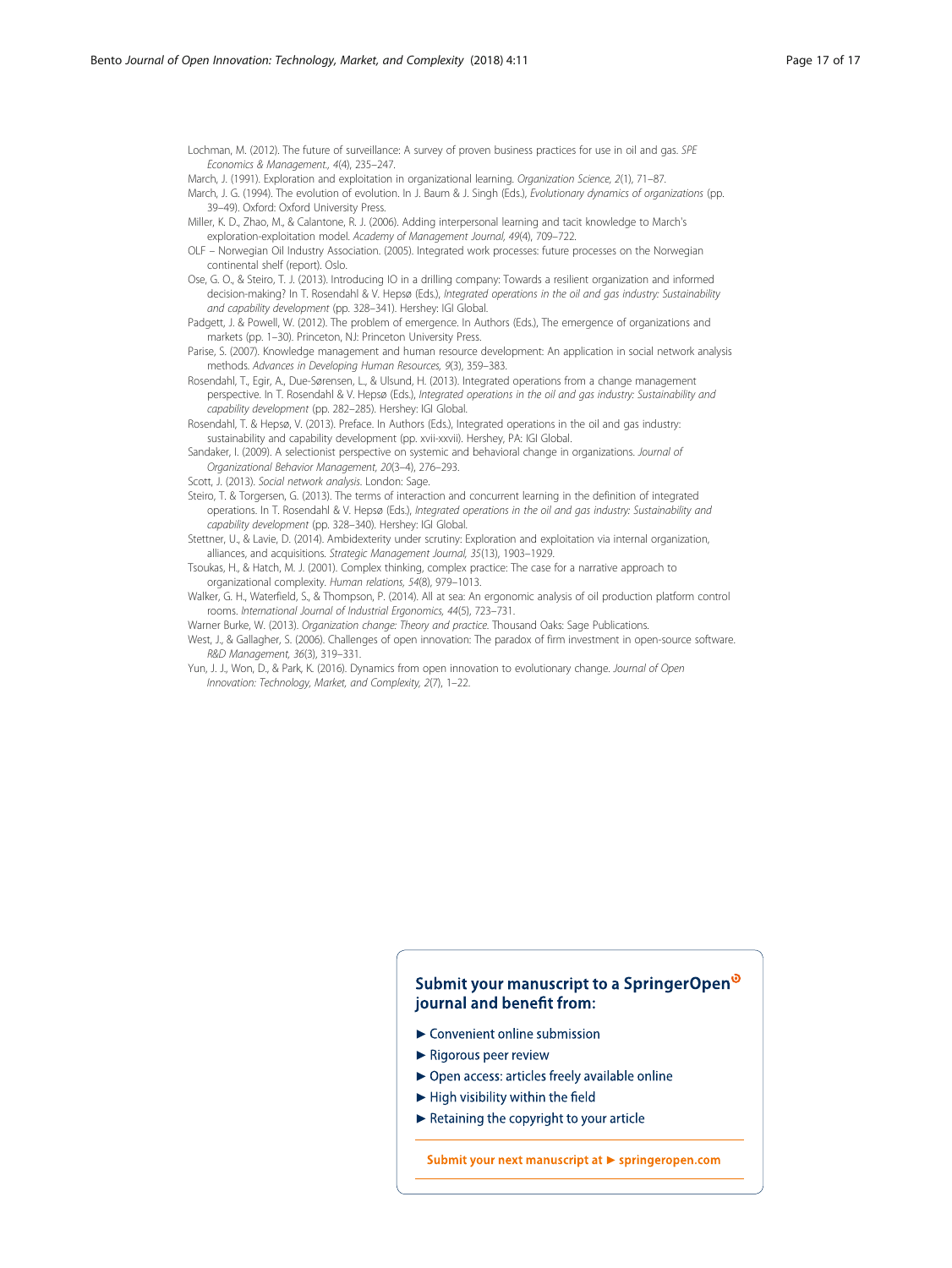Lochman, M. (2012). The future of surveillance: A survey of proven business practices for use in oil and gas. *SPE Economics & Management., 4*(4), 235–247.

March, J. (1991). Exploration and exploitation in organizational learning. *Organization Science, 2*(1), 71–87.

March, J. G. (1994). The evolution of evolution. In J. Baum & J. Singh (Eds.), *Evolutionary dynamics of organizations* (pp. 39–49). Oxford: Oxford University Press.

Miller, K. D., Zhao, M., & Calantone, R. J. (2006). Adding interpersonal learning and tacit knowledge to March's exploration-exploitation model. *Academy of Management Journal, 49*(4), 709–722.

OLF – Norwegian Oil Industry Association. (2005). Integrated work processes: future processes on the Norwegian continental shelf (report). Oslo.

Ose, G. O., & Steiro, T. J. (2013). Introducing IO in a drilling company: Towards a resilient organization and informed decision-making? In T. Rosendahl & V. Hepsø (Eds.), *Integrated operations in the oil and gas industry: Sustainability and capability development* (pp. 328–341). Hershey: IGI Global.

Padgett, J. & Powell, W. (2012). The problem of emergence. In Authors (Eds.), The emergence of organizations and markets (pp. 1–30). Princeton, NJ: Princeton University Press.

Parise, S. (2007). Knowledge management and human resource development: An application in social network analysis methods. *Advances in Developing Human Resources, 9*(3), 359–383.

Rosendahl, T., Egir, A., Due-Sørensen, L., & Ulsund, H. (2013). Integrated operations from a change management perspective. In T. Rosendahl & V. Hepsø (Eds.), *Integrated operations in the oil and gas industry: Sustainability and capability development* (pp. 282–285). Hershey: IGI Global.

Rosendahl, T. & Hepsø, V. (2013). Preface. In Authors (Eds.), Integrated operations in the oil and gas industry: sustainability and capability development (pp. xvii-xxvii). Hershey, PA: IGI Global.

Sandaker, I. (2009). A selectionist perspective on systemic and behavioral change in organizations. *Journal of Organizational Behavior Management, 20*(3–4), 276–293.

Scott, J. (2013). *Social network analysis*. London: Sage.

Steiro, T. & Torgersen, G. (2013). The terms of interaction and concurrent learning in the definition of integrated operations. In T. Rosendahl & V. Hepsø (Eds.), *Integrated operations in the oil and gas industry: Sustainability and capability development* (pp. 328–340). Hershey: IGI Global.

Stettner, U., & Lavie, D. (2014). Ambidexterity under scrutiny: Exploration and exploitation via internal organization, alliances, and acquisitions. *Strategic Management Journal, 35*(13), 1903–1929.

Tsoukas, H., & Hatch, M. J. (2001). Complex thinking, complex practice: The case for a narrative approach to organizational complexity. *Human relations, 54*(8), 979–1013.

Walker, G. H., Waterfield, S., & Thompson, P. (2014). All at sea: An ergonomic analysis of oil production platform control rooms. *International Journal of Industrial Ergonomics, 44*(5), 723–731.

Warner Burke, W. (2013). *Organization change: Theory and practice*. Thousand Oaks: Sage Publications.

West, J., & Gallagher, S. (2006). Challenges of open innovation: The paradox of firm investment in open-source software. *R&D Management, 36*(3), 319–331.

Yun, J. J., Won, D., & Park, K. (2016). Dynamics from open innovation to evolutionary change. *Journal of Open Innovation: Technology, Market, and Complexity, 2*(7), 1–22.

**Submit your manuscript to a SpringerOpen journal and benefit from:**

- ► Convenient online submission
- ► Rigorous peer review
- ► Open access: articles freely available online
- ► High visibility within the field
- ► Retaining the copyright to your article

**Submit your next manuscript at ► springeropen.com**